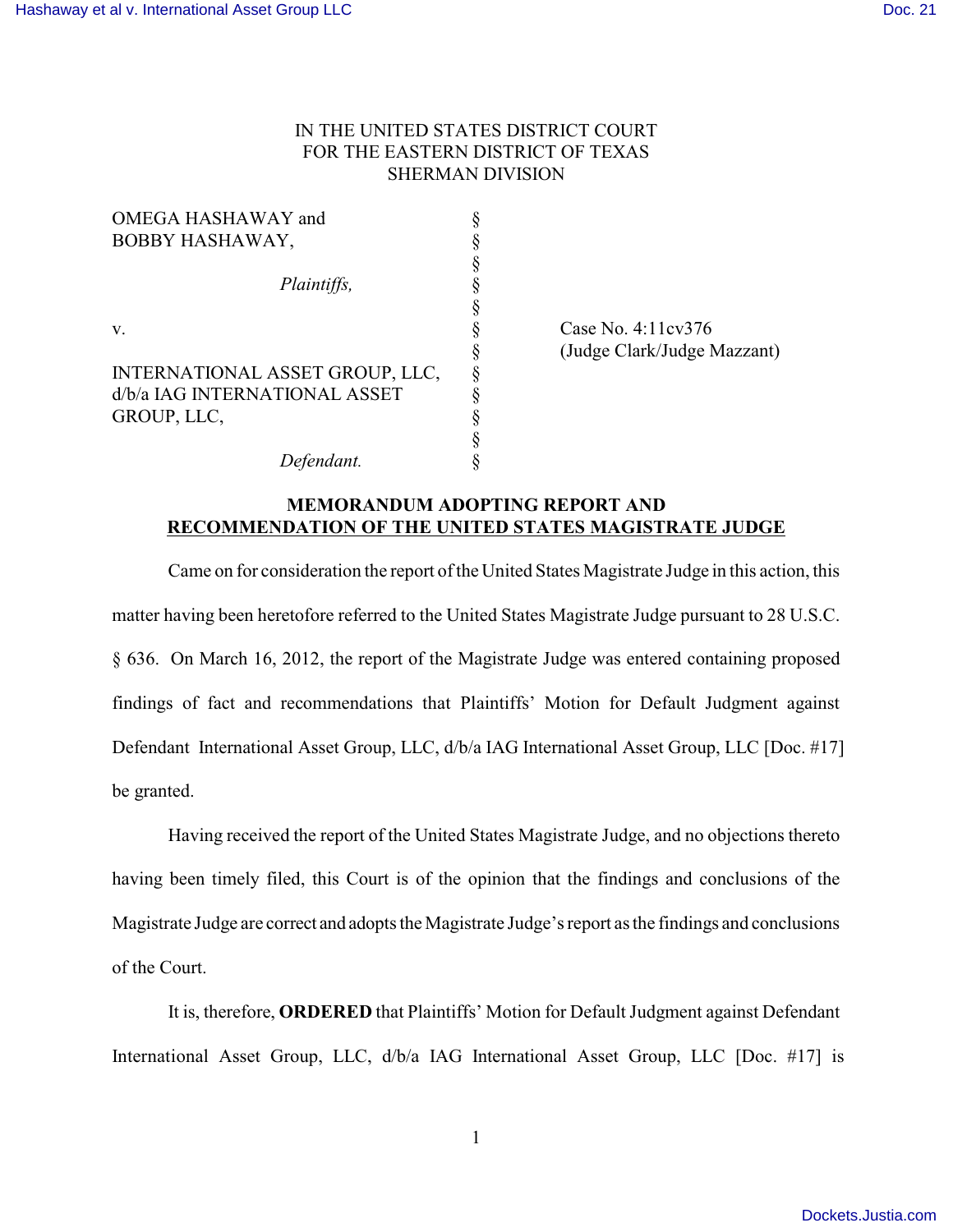IN THE UNITED STATES DISTRICT COURT
FOR THE EASTERN DISTRICT OF TEXAS
SHERMAN DIVISION

OMEGA HASHAWAY and BOBBY HASHAWAY, §
*Plaintiffs,* §

v. §

INTERNATIONAL ASSET GROUP, LLC, d/b/a IAG INTERNATIONAL ASSET GROUP, LLC, §
*Defendant.* §

Case No. 4:11cv376
(Judge Clark/Judge Mazzant)

**MEMORANDUM ADOPTING REPORT AND RECOMMENDATION OF THE UNITED STATES MAGISTRATE JUDGE**

Came on for consideration the report of the United States Magistrate Judge in this action, this matter having been heretofore referred to the United States Magistrate Judge pursuant to 28 U.S.C. § 636. On March 16, 2012, the report of the Magistrate Judge was entered containing proposed findings of fact and recommendations that Plaintiffs' Motion for Default Judgment against Defendant International Asset Group, LLC, d/b/a IAG International Asset Group, LLC [Doc. #17] be granted.

Having received the report of the United States Magistrate Judge, and no objections thereto having been timely filed, this Court is of the opinion that the findings and conclusions of the Magistrate Judge are correct and adopts the Magistrate Judge's report as the findings and conclusions of the Court.

It is, therefore, **ORDERED** that Plaintiffs' Motion for Default Judgment against Defendant International Asset Group, LLC, d/b/a IAG International Asset Group, LLC [Doc. #17] is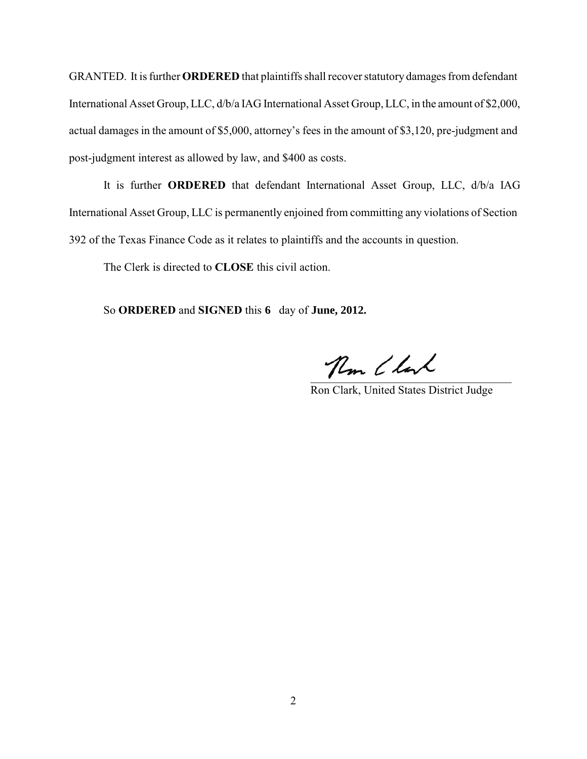GRANTED. It is further **ORDERED** that plaintiffs shall recover statutory damages from defendant International Asset Group, LLC, d/b/a IAG International Asset Group, LLC, in the amount of $2,000, actual damages in the amount of $5,000, attorney's fees in the amount of $3,120, pre-judgment and post-judgment interest as allowed by law, and $400 as costs.

It is further **ORDERED** that defendant International Asset Group, LLC, d/b/a IAG International Asset Group, LLC is permanently enjoined from committing any violations of Section 392 of the Texas Finance Code as it relates to plaintiffs and the accounts in question.

The Clerk is directed to **CLOSE** this civil action.

So **ORDERED** and **SIGNED** this **6** day of **June, 2012.**

Ron Clark, United States District Judge